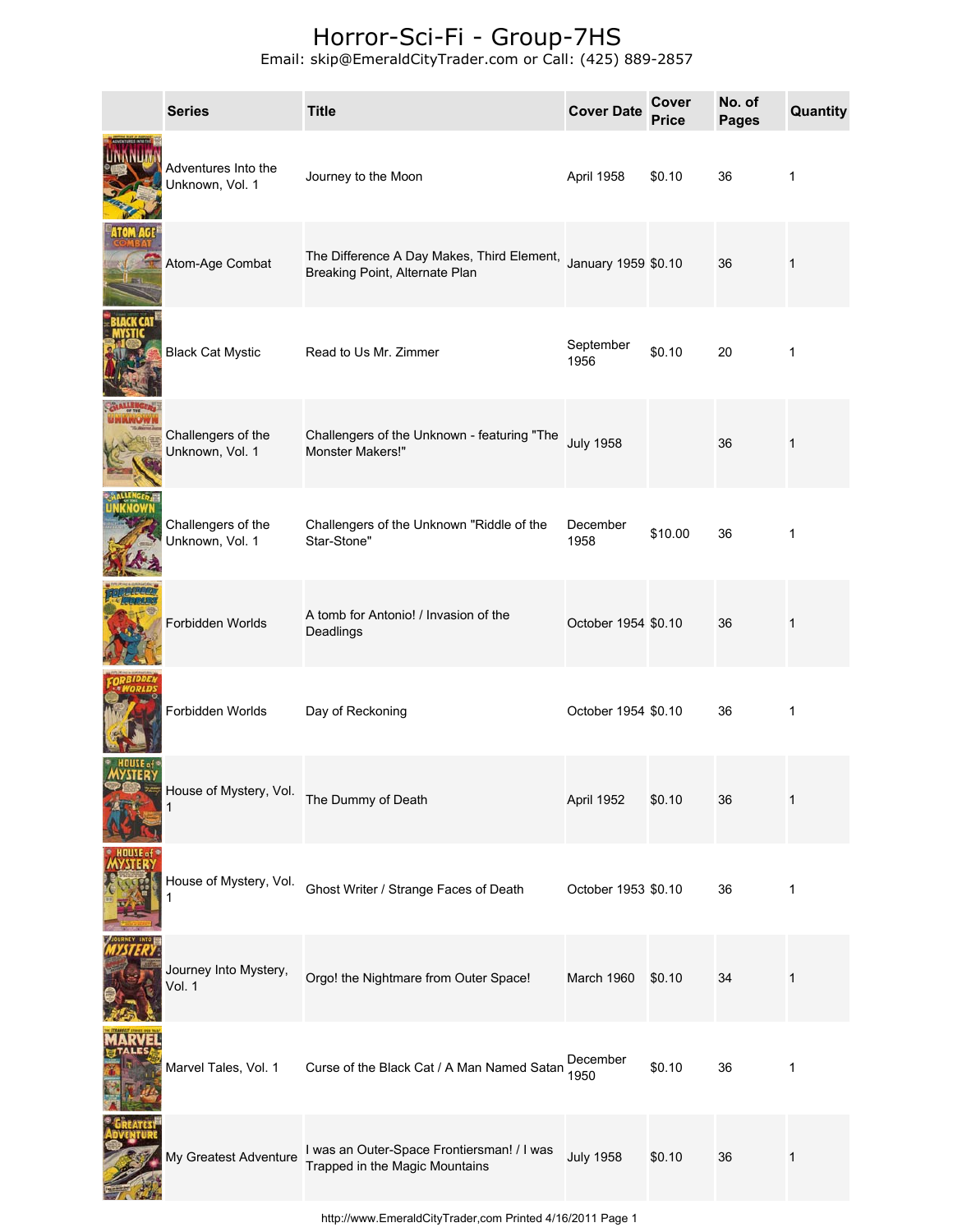# Horror-Sci-Fi - Group-7HS

Email: skip@EmeraldCityTrader.com or Call: (425) 889-2857

| | Series | Title | Cover Date | Cover Price | No. of Pages | Quantity |
|---|---|---|---|---|---|---|
| | Adventures Into the Unknown, Vol. 1 | Journey to the Moon | April 1958 | $0.10 | 36 | 1 |
| | Atom-Age Combat | The Difference A Day Makes, Third Element, Breaking Point, Alternate Plan | January 1959 | $0.10 | 36 | 1 |
| | Black Cat Mystic | Read to Us Mr. Zimmer | September 1956 | $0.10 | 20 | 1 |
| | Challengers of the Unknown, Vol. 1 | Challengers of the Unknown - featuring "The Monster Makers!" | July 1958 | | 36 | 1 |
| | Challengers of the Unknown, Vol. 1 | Challengers of the Unknown "Riddle of the Star-Stone" | December 1958 | $10.00 | 36 | 1 |
| | Forbidden Worlds | A tomb for Antonio! / Invasion of the Deadlings | October 1954 | $0.10 | 36 | 1 |
| | Forbidden Worlds | Day of Reckoning | October 1954 | $0.10 | 36 | 1 |
| | House of Mystery, Vol. 1 | The Dummy of Death | April 1952 | $0.10 | 36 | 1 |
| | House of Mystery, Vol. 1 | Ghost Writer / Strange Faces of Death | October 1953 | $0.10 | 36 | 1 |
| | Journey Into Mystery, Vol. 1 | Orgo! the Nightmare from Outer Space! | March 1960 | $0.10 | 34 | 1 |
| | Marvel Tales, Vol. 1 | Curse of the Black Cat / A Man Named Satan | December 1950 | $0.10 | 36 | 1 |
| | My Greatest Adventure | I was an Outer-Space Frontiersman! / I was Trapped in the Magic Mountains | July 1958 | $0.10 | 36 | 1 |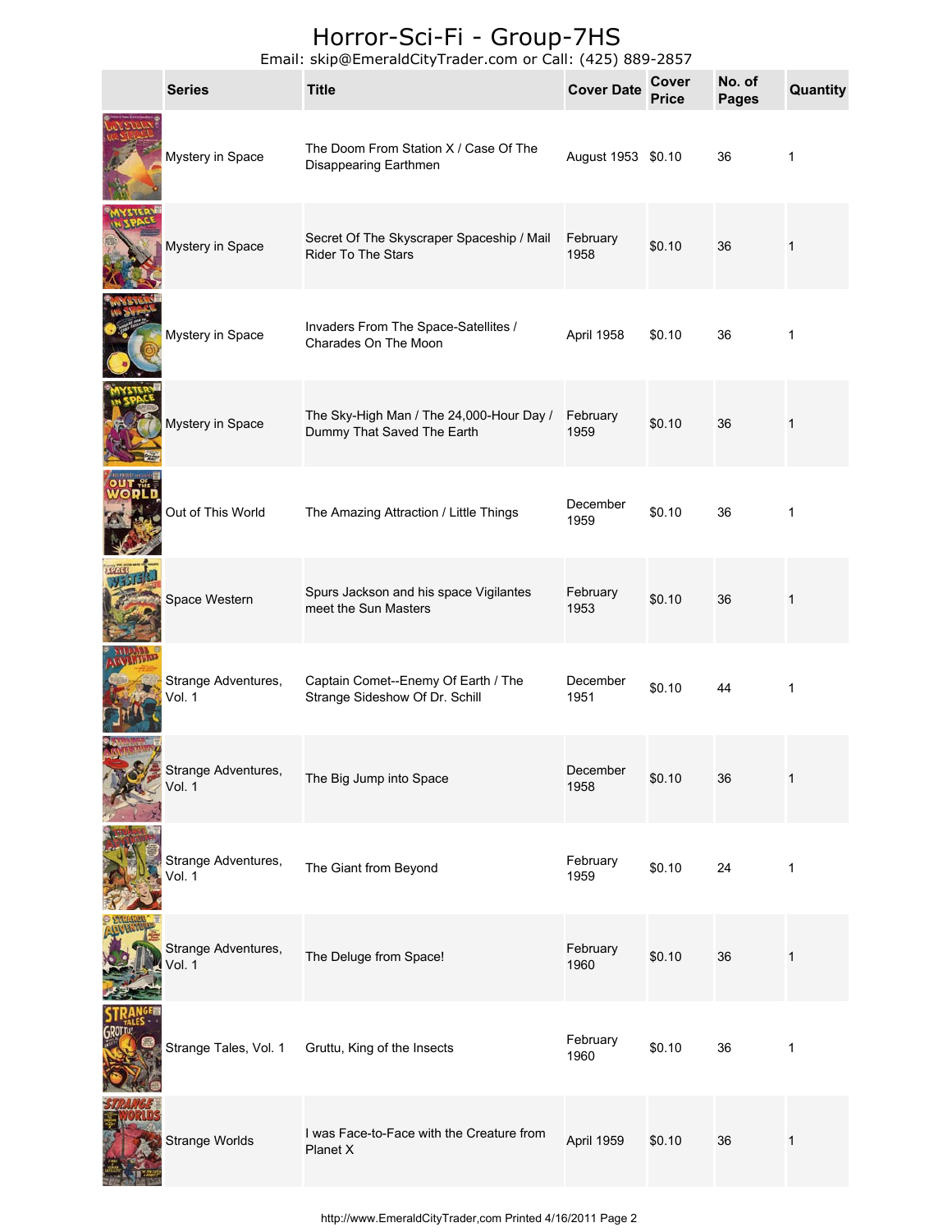# Horror-Sci-Fi - Group-7HS

Email: skip@EmeraldCityTrader.com or Call: (425) 889-2857

| | Series | Title | Cover Date | Cover Price | No. of Pages | Quantity |
|---|---|---|---|---|---|---|
| | Mystery in Space | The Doom From Station X / Case Of The Disappearing Earthmen | August 1953 | $0.10 | 36 | 1 |
| | Mystery in Space | Secret Of The Skyscraper Spaceship / Mail Rider To The Stars | February 1958 | $0.10 | 36 | 1 |
| | Mystery in Space | Invaders From The Space-Satellites / Charades On The Moon | April 1958 | $0.10 | 36 | 1 |
| | Mystery in Space | The Sky-High Man / The 24,000-Hour Day / Dummy That Saved The Earth | February 1959 | $0.10 | 36 | 1 |
| | Out of This World | The Amazing Attraction / Little Things | December 1959 | $0.10 | 36 | 1 |
| | Space Western | Spurs Jackson and his space Vigilantes meet the Sun Masters | February 1953 | $0.10 | 36 | 1 |
| | Strange Adventures, Vol. 1 | Captain Comet--Enemy Of Earth / The Strange Sideshow Of Dr. Schill | December 1951 | $0.10 | 44 | 1 |
| | Strange Adventures, Vol. 1 | The Big Jump into Space | December 1958 | $0.10 | 36 | 1 |
| | Strange Adventures, Vol. 1 | The Giant from Beyond | February 1959 | $0.10 | 24 | 1 |
| | Strange Adventures, Vol. 1 | The Deluge from Space! | February 1960 | $0.10 | 36 | 1 |
| | Strange Tales, Vol. 1 | Gruttu, King of the Insects | February 1960 | $0.10 | 36 | 1 |
| | Strange Worlds | I was Face-to-Face with the Creature from Planet X | April 1959 | $0.10 | 36 | 1 |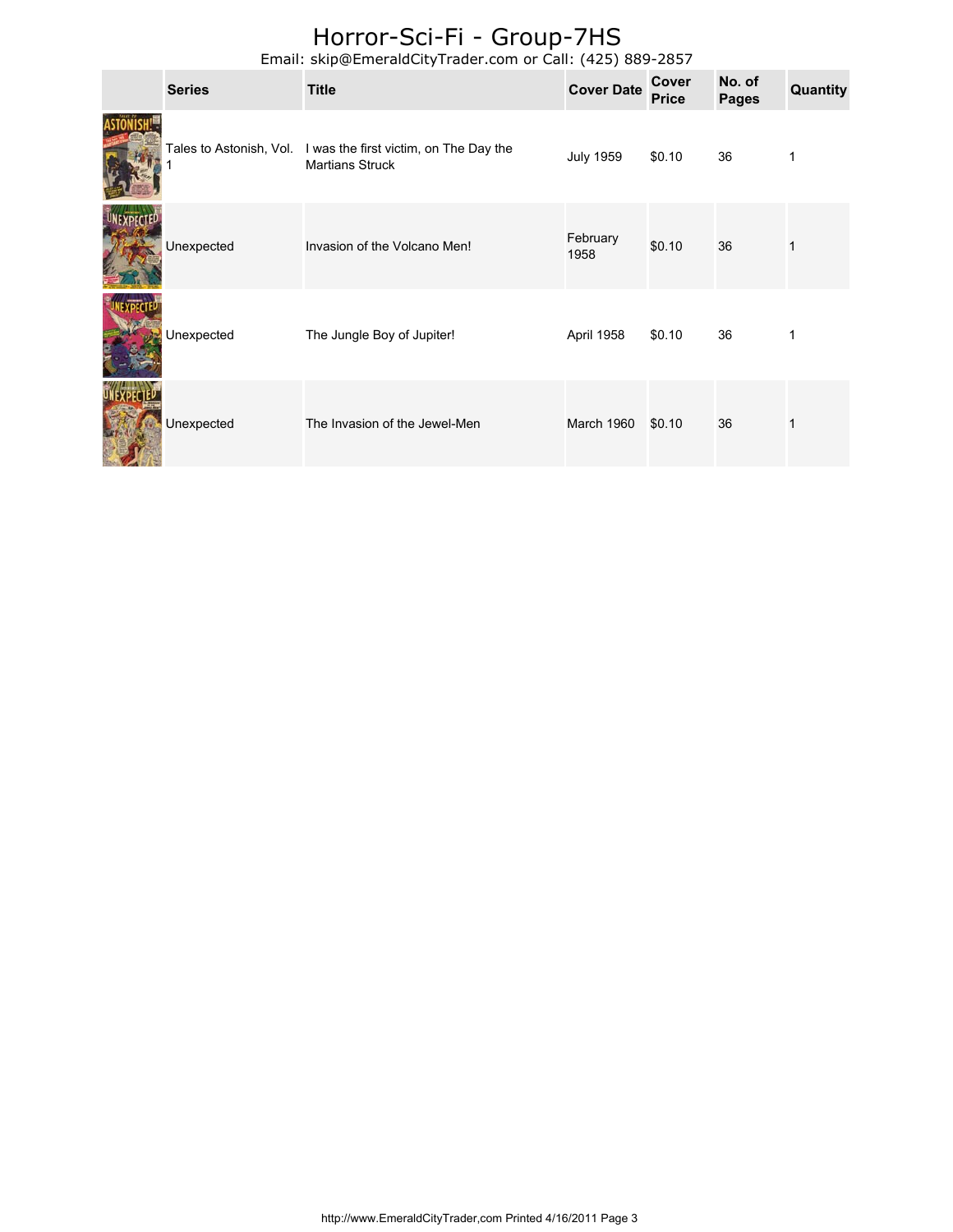# Horror-Sci-Fi - Group-7HS

Email: skip@EmeraldCityTrader.com or Call: (425) 889-2857

| | Series | Title | Cover Date | Cover Price | No. of Pages | Quantity |
|---|---|---|---|---|---|---|
| | Tales to Astonish, Vol. 1 | I was the first victim, on The Day the Martians Struck | July 1959 | $0.10 | 36 | 1 |
| | Unexpected | Invasion of the Volcano Men! | February 1958 | $0.10 | 36 | 1 |
| | Unexpected | The Jungle Boy of Jupiter! | April 1958 | $0.10 | 36 | 1 |
| | Unexpected | The Invasion of the Jewel-Men | March 1960 | $0.10 | 36 | 1 |

http://www.EmeraldCityTrader,com Printed 4/16/2011